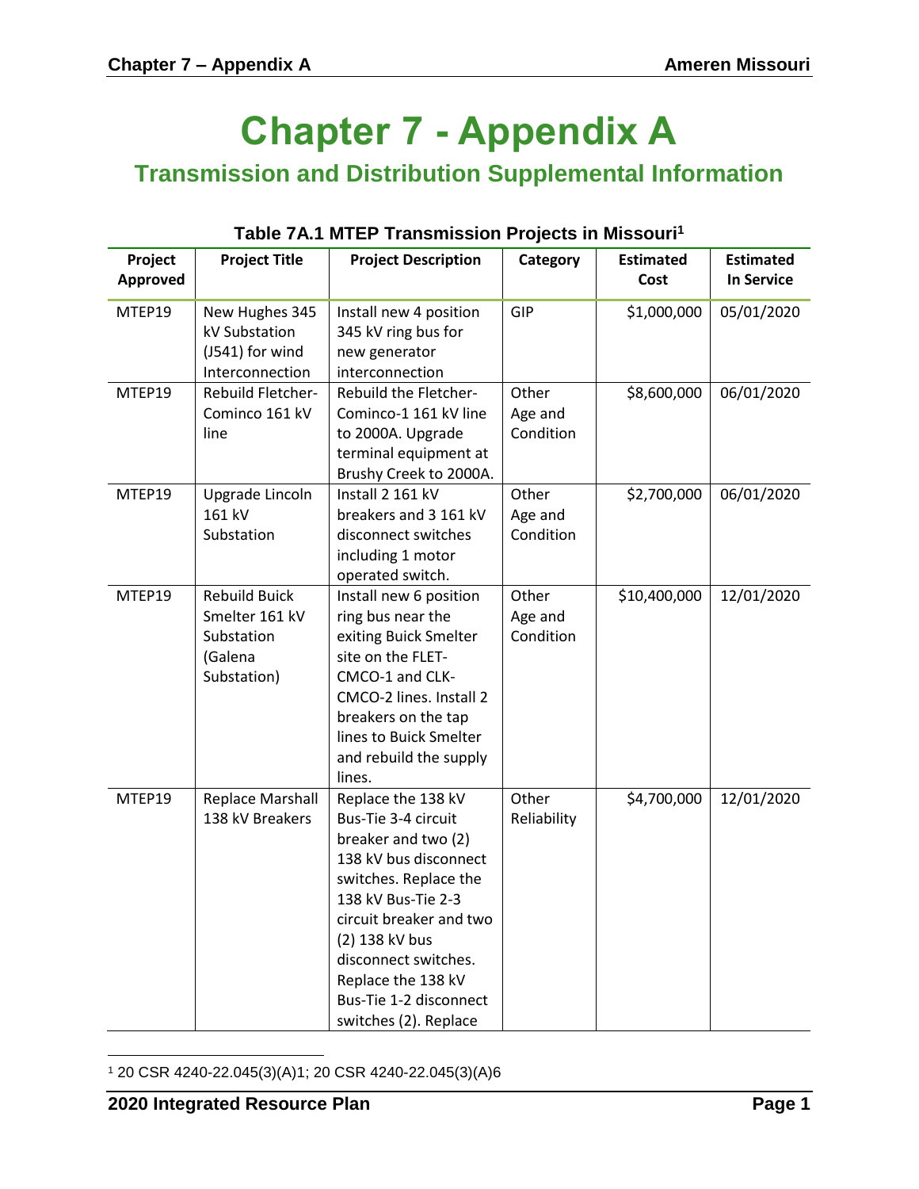# Chapter 7 - Appendix A

## Transmission and Distribution Supplemental Information

**Table 7A.1 MTEP Transmission Projects in Missouri[1]**

| Project Approved | Project Title | Project Description | Category | Estimated Cost | Estimated In Service |
|---|---|---|---|---|---|
| MTEP19 | New Hughes 345 kV Substation (J541) for wind Interconnection | Install new 4 position 345 kV ring bus for new generator interconnection | GIP | $1,000,000 | 05/01/2020 |
| MTEP19 | Rebuild Fletcher-Cominco 161 kV line | Rebuild the Fletcher-Cominco-1 161 kV line to 2000A. Upgrade terminal equipment at Brushy Creek to 2000A. | Other Age and Condition | $8,600,000 | 06/01/2020 |
| MTEP19 | Upgrade Lincoln 161 kV Substation | Install 2 161 kV breakers and 3 161 kV disconnect switches including 1 motor operated switch. | Other Age and Condition | $2,700,000 | 06/01/2020 |
| MTEP19 | Rebuild Buick Smelter 161 kV Substation (Galena Substation) | Install new 6 position ring bus near the exiting Buick Smelter site on the FLET-CMCO-1 and CLK-CMCO-2 lines. Install 2 breakers on the tap lines to Buick Smelter and rebuild the supply lines. | Other Age and Condition | $10,400,000 | 12/01/2020 |
| MTEP19 | Replace Marshall 138 kV Breakers | Replace the 138 kV Bus-Tie 3-4 circuit breaker and two (2) 138 kV bus disconnect switches. Replace the 138 kV Bus-Tie 2-3 circuit breaker and two (2) 138 kV bus disconnect switches. Replace the 138 kV Bus-Tie 1-2 disconnect switches (2). Replace | Other Reliability | $4,700,000 | 12/01/2020 |

[1] 20 CSR 4240-22.045(3)(A)1; 20 CSR 4240-22.045(3)(A)6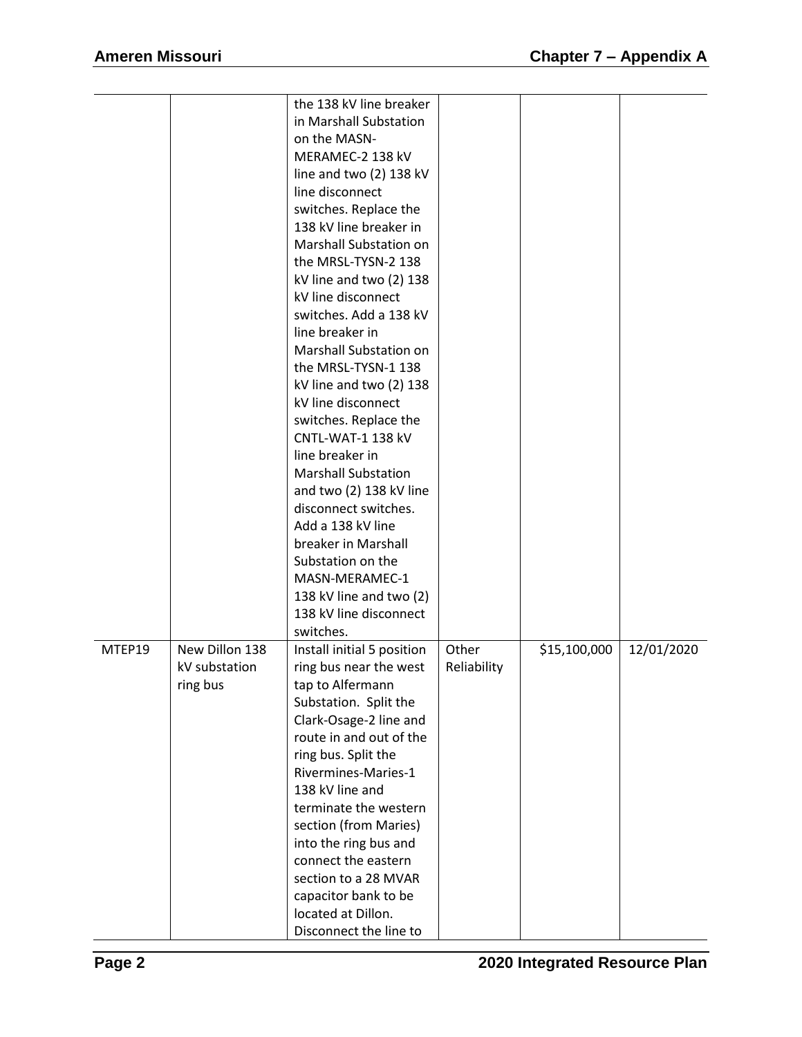| | | | | | |
|---|---|---|---|---|---|
| | | the 138 kV line breaker in Marshall Substation on the MASN-MERAMEC-2 138 kV line and two (2) 138 kV line disconnect switches. Replace the 138 kV line breaker in Marshall Substation on the MRSL-TYSN-2 138 kV line and two (2) 138 kV line disconnect switches. Add a 138 kV line breaker in Marshall Substation on the MRSL-TYSN-1 138 kV line and two (2) 138 kV line disconnect switches. Replace the CNTL-WAT-1 138 kV line breaker in Marshall Substation and two (2) 138 kV line disconnect switches. Add a 138 kV line breaker in Marshall Substation on the MASN-MERAMEC-1 138 kV line and two (2) 138 kV line disconnect switches. | | | |
| MTEP19 | New Dillon 138 kV substation ring bus | Install initial 5 position ring bus near the west tap to Alfermann Substation. Split the Clark-Osage-2 line and route in and out of the ring bus. Split the Rivermines-Maries-1 138 kV line and terminate the western section (from Maries) into the ring bus and connect the eastern section to a 28 MVAR capacitor bank to be located at Dillon. Disconnect the line to | Other Reliability | $15,100,000 | 12/01/2020 |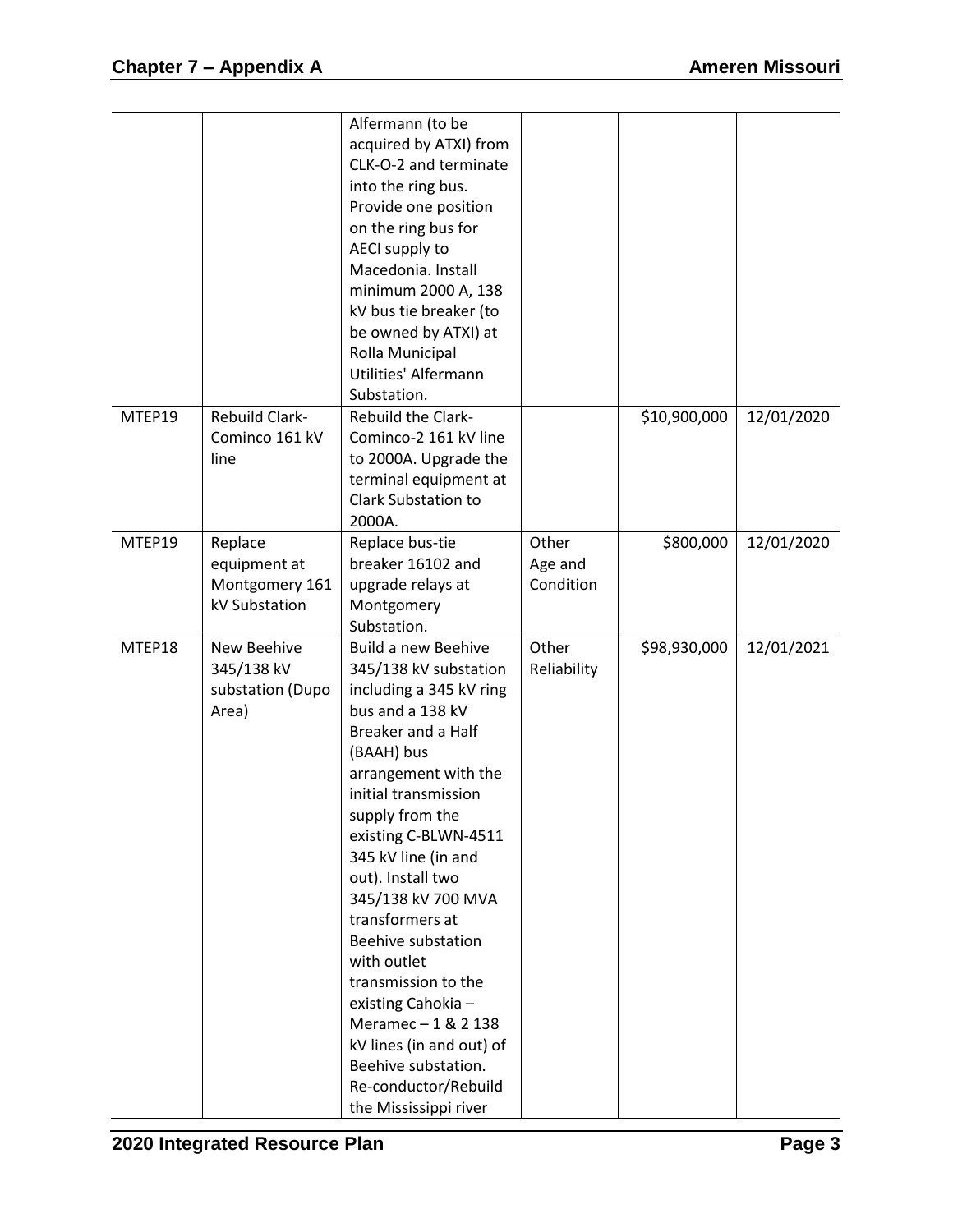|  |  | Alfermann (to be acquired by ATXI) from CLK-O-2 and terminate into the ring bus. Provide one position on the ring bus for AECI supply to Macedonia. Install minimum 2000 A, 138 kV bus tie breaker (to be owned by ATXI) at Rolla Municipal Utilities' Alfermann Substation. |  |  |  |
|---|---|---|---|---|---|
| MTEP19 | Rebuild Clark-Cominco 161 kV line | Rebuild the Clark-Cominco-2 161 kV line to 2000A. Upgrade the terminal equipment at Clark Substation to 2000A. |  | $10,900,000 | 12/01/2020 |
| MTEP19 | Replace equipment at Montgomery 161 kV Substation | Replace bus-tie breaker 16102 and upgrade relays at Montgomery Substation. | Other Age and Condition | $800,000 | 12/01/2020 |
| MTEP18 | New Beehive 345/138 kV substation (Dupo Area) | Build a new Beehive 345/138 kV substation including a 345 kV ring bus and a 138 kV Breaker and a Half (BAAH) bus arrangement with the initial transmission supply from the existing C-BLWN-4511 345 kV line (in and out). Install two 345/138 kV 700 MVA transformers at Beehive substation with outlet transmission to the existing Cahokia – Meramec – 1 & 2 138 kV lines (in and out) of Beehive substation. Re-conductor/Rebuild the Mississippi river | Other Reliability | $98,930,000 | 12/01/2021 |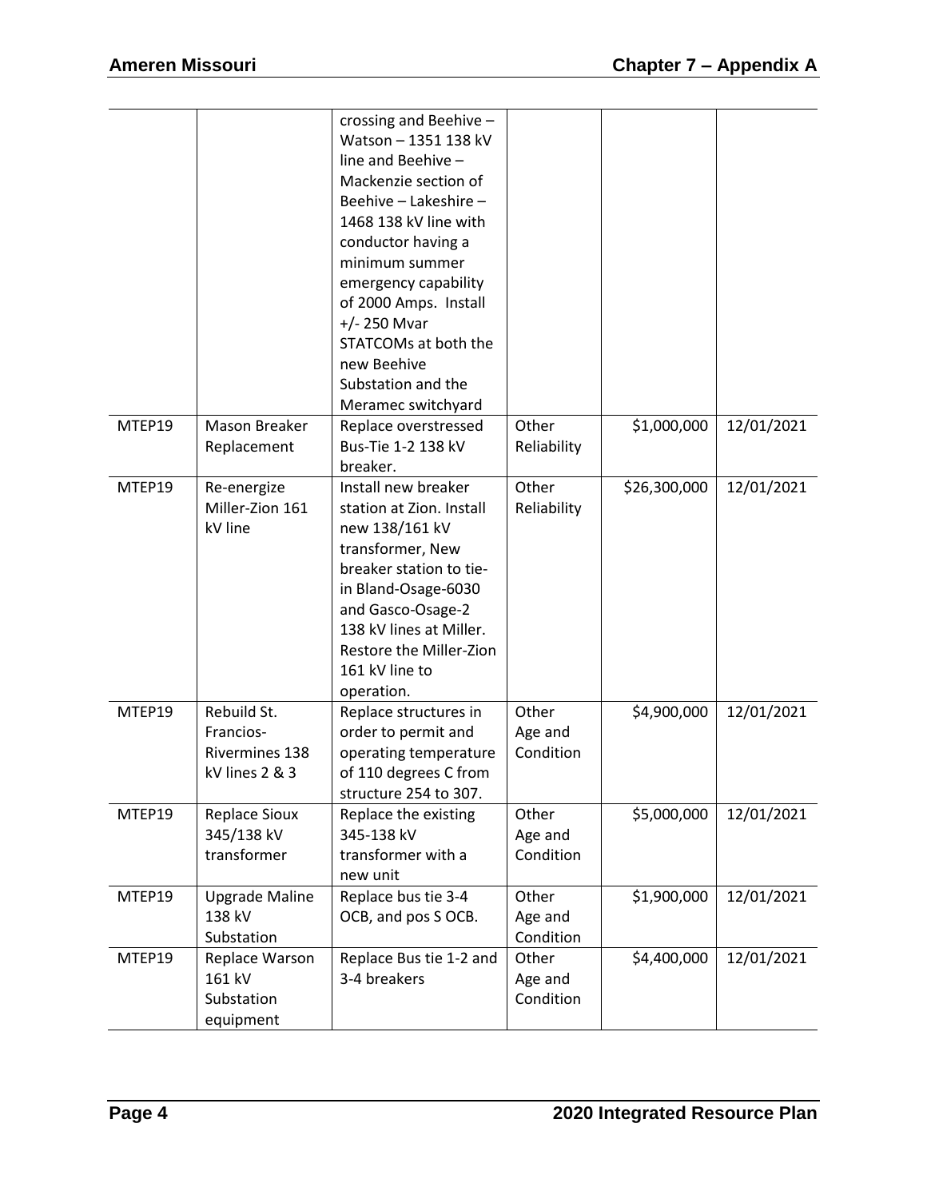| | | | | | |
|---|---|---|---|---|---|
| | | crossing and Beehive – Watson – 1351 138 kV line and Beehive – Mackenzie section of Beehive – Lakeshire – 1468 138 kV line with conductor having a minimum summer emergency capability of 2000 Amps. Install +/- 250 Mvar STATCOMs at both the new Beehive Substation and the Meramec switchyard | | | |
| MTEP19 | Mason Breaker Replacement | Replace overstressed Bus-Tie 1-2 138 kV breaker. | Other Reliability | $1,000,000 | 12/01/2021 |
| MTEP19 | Re-energize Miller-Zion 161 kV line | Install new breaker station at Zion. Install new 138/161 kV transformer, New breaker station to tie-in Bland-Osage-6030 and Gasco-Osage-2 138 kV lines at Miller. Restore the Miller-Zion 161 kV line to operation. | Other Reliability | $26,300,000 | 12/01/2021 |
| MTEP19 | Rebuild St. Francios-Rivermines 138 kV lines 2 & 3 | Replace structures in order to permit and operating temperature of 110 degrees C from structure 254 to 307. | Other Age and Condition | $4,900,000 | 12/01/2021 |
| MTEP19 | Replace Sioux 345/138 kV transformer | Replace the existing 345-138 kV transformer with a new unit | Other Age and Condition | $5,000,000 | 12/01/2021 |
| MTEP19 | Upgrade Maline 138 kV Substation | Replace bus tie 3-4 OCB, and pos S OCB. | Other Age and Condition | $1,900,000 | 12/01/2021 |
| MTEP19 | Replace Warson 161 kV Substation equipment | Replace Bus tie 1-2 and 3-4 breakers | Other Age and Condition | $4,400,000 | 12/01/2021 |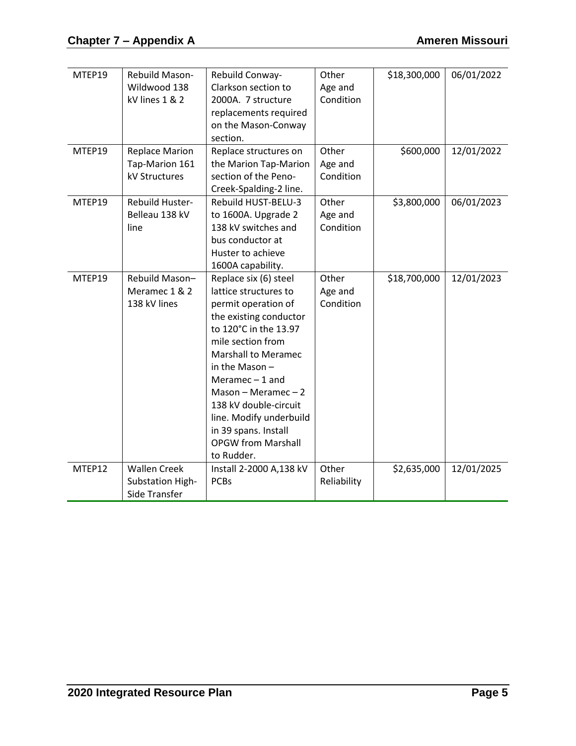| MTEP19 | Rebuild Mason-Wildwood 138 kV lines 1 & 2 | Rebuild Conway-Clarkson section to 2000A. 7 structure replacements required on the Mason-Conway section. | Other Age and Condition | $18,300,000 | 06/01/2022 |
|---|---|---|---|---|---|
| MTEP19 | Replace Marion Tap-Marion 161 kV Structures | Replace structures on the Marion Tap-Marion section of the Peno-Creek-Spalding-2 line. | Other Age and Condition | $600,000 | 12/01/2022 |
| MTEP19 | Rebuild Huster-Belleau 138 kV line | Rebuild HUST-BELU-3 to 1600A. Upgrade 2 138 kV switches and bus conductor at Huster to achieve 1600A capability. | Other Age and Condition | $3,800,000 | 06/01/2023 |
| MTEP19 | Rebuild Mason–Meramec 1 & 2 138 kV lines | Replace six (6) steel lattice structures to permit operation of the existing conductor to 120°C in the 13.97 mile section from Marshall to Meramec in the Mason – Meramec – 1 and Mason – Meramec – 2 138 kV double-circuit line. Modify underbuild in 39 spans. Install OPGW from Marshall to Rudder. | Other Age and Condition | $18,700,000 | 12/01/2023 |
| MTEP12 | Wallen Creek Substation High-Side Transfer | Install 2-2000 A,138 kV PCBs | Other Reliability | $2,635,000 | 12/01/2025 |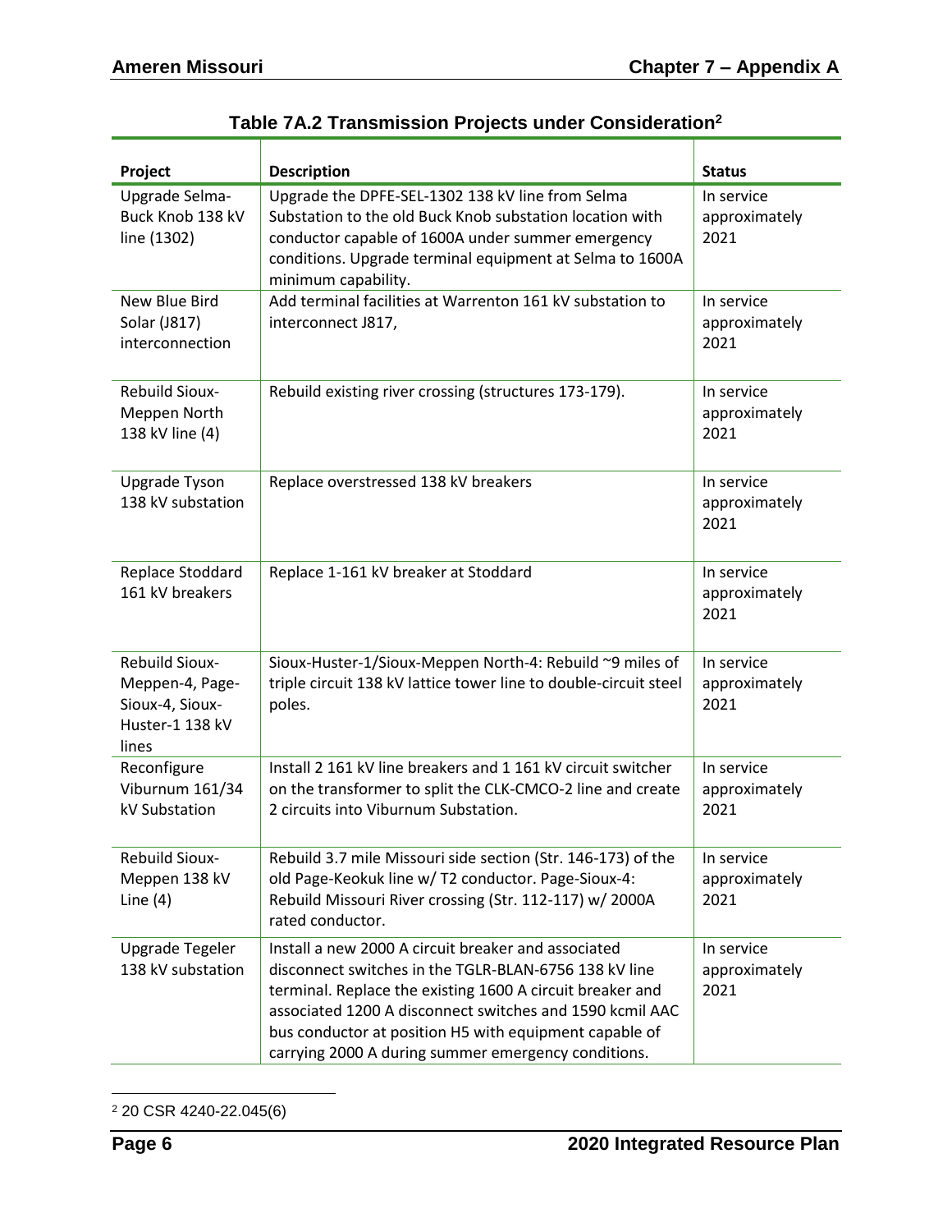## Table 7A.2 Transmission Projects under Consideration[2]

| Project | Description | Status |
|---|---|---|
| Upgrade Selma-Buck Knob 138 kV line (1302) | Upgrade the DPFE-SEL-1302 138 kV line from Selma Substation to the old Buck Knob substation location with conductor capable of 1600A under summer emergency conditions. Upgrade terminal equipment at Selma to 1600A minimum capability. | In service approximately 2021 |
| New Blue Bird Solar (J817) interconnection | Add terminal facilities at Warrenton 161 kV substation to interconnect J817, | In service approximately 2021 |
| Rebuild Sioux-Meppen North 138 kV line (4) | Rebuild existing river crossing (structures 173-179). | In service approximately 2021 |
| Upgrade Tyson 138 kV substation | Replace overstressed 138 kV breakers | In service approximately 2021 |
| Replace Stoddard 161 kV breakers | Replace 1-161 kV breaker at Stoddard | In service approximately 2021 |
| Rebuild Sioux-Meppen-4, Page-Sioux-4, Sioux-Huster-1 138 kV lines | Sioux-Huster-1/Sioux-Meppen North-4: Rebuild ~9 miles of triple circuit 138 kV lattice tower line to double-circuit steel poles. | In service approximately 2021 |
| Reconfigure Viburnum 161/34 kV Substation | Install 2 161 kV line breakers and 1 161 kV circuit switcher on the transformer to split the CLK-CMCO-2 line and create 2 circuits into Viburnum Substation. | In service approximately 2021 |
| Rebuild Sioux-Meppen 138 kV Line (4) | Rebuild 3.7 mile Missouri side section (Str. 146-173) of the old Page-Keokuk line w/ T2 conductor. Page-Sioux-4: Rebuild Missouri River crossing (Str. 112-117) w/ 2000A rated conductor. | In service approximately 2021 |
| Upgrade Tegeler 138 kV substation | Install a new 2000 A circuit breaker and associated disconnect switches in the TGLR-BLAN-6756 138 kV line terminal. Replace the existing 1600 A circuit breaker and associated 1200 A disconnect switches and 1590 kcmil AAC bus conductor at position H5 with equipment capable of carrying 2000 A during summer emergency conditions. | In service approximately 2021 |

[2] 20 CSR 4240-22.045(6)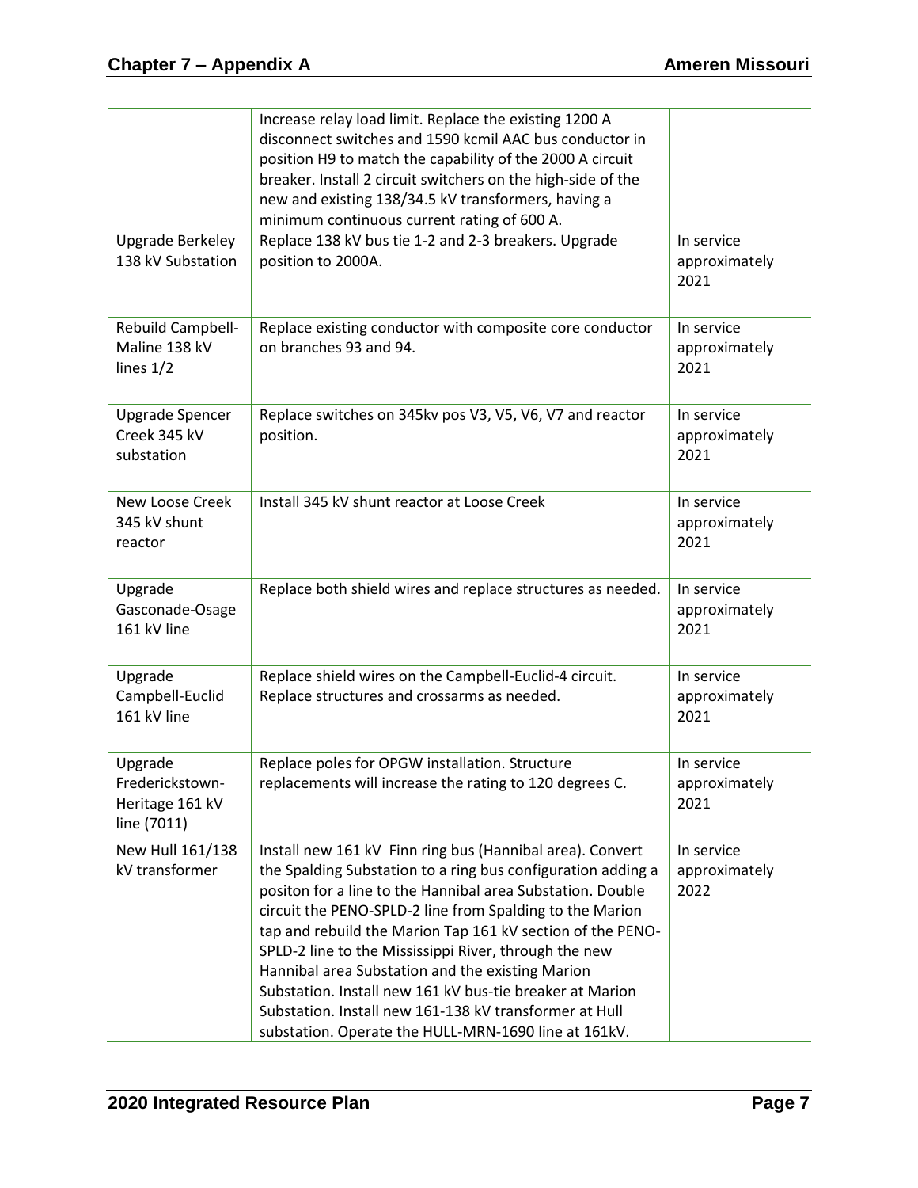| | | |
|---|---|---|
| | Increase relay load limit. Replace the existing 1200 A disconnect switches and 1590 kcmil AAC bus conductor in position H9 to match the capability of the 2000 A circuit breaker. Install 2 circuit switchers on the high-side of the new and existing 138/34.5 kV transformers, having a minimum continuous current rating of 600 A. | |
| Upgrade Berkeley 138 kV Substation | Replace 138 kV bus tie 1-2 and 2-3 breakers. Upgrade position to 2000A. | In service approximately 2021 |
| Rebuild Campbell-Maline 138 kV lines 1/2 | Replace existing conductor with composite core conductor on branches 93 and 94. | In service approximately 2021 |
| Upgrade Spencer Creek 345 kV substation | Replace switches on 345kv pos V3, V5, V6, V7 and reactor position. | In service approximately 2021 |
| New Loose Creek 345 kV shunt reactor | Install 345 kV shunt reactor at Loose Creek | In service approximately 2021 |
| Upgrade Gasconade-Osage 161 kV line | Replace both shield wires and replace structures as needed. | In service approximately 2021 |
| Upgrade Campbell-Euclid 161 kV line | Replace shield wires on the Campbell-Euclid-4 circuit. Replace structures and crossarms as needed. | In service approximately 2021 |
| Upgrade Frederickstown-Heritage 161 kV line (7011) | Replace poles for OPGW installation. Structure replacements will increase the rating to 120 degrees C. | In service approximately 2021 |
| New Hull 161/138 kV transformer | Install new 161 kV Finn ring bus (Hannibal area). Convert the Spalding Substation to a ring bus configuration adding a positon for a line to the Hannibal area Substation. Double circuit the PENO-SPLD-2 line from Spalding to the Marion tap and rebuild the Marion Tap 161 kV section of the PENO-SPLD-2 line to the Mississippi River, through the new Hannibal area Substation and the existing Marion Substation. Install new 161 kV bus-tie breaker at Marion Substation. Install new 161-138 kV transformer at Hull substation. Operate the HULL-MRN-1690 line at 161kV. | In service approximately 2022 |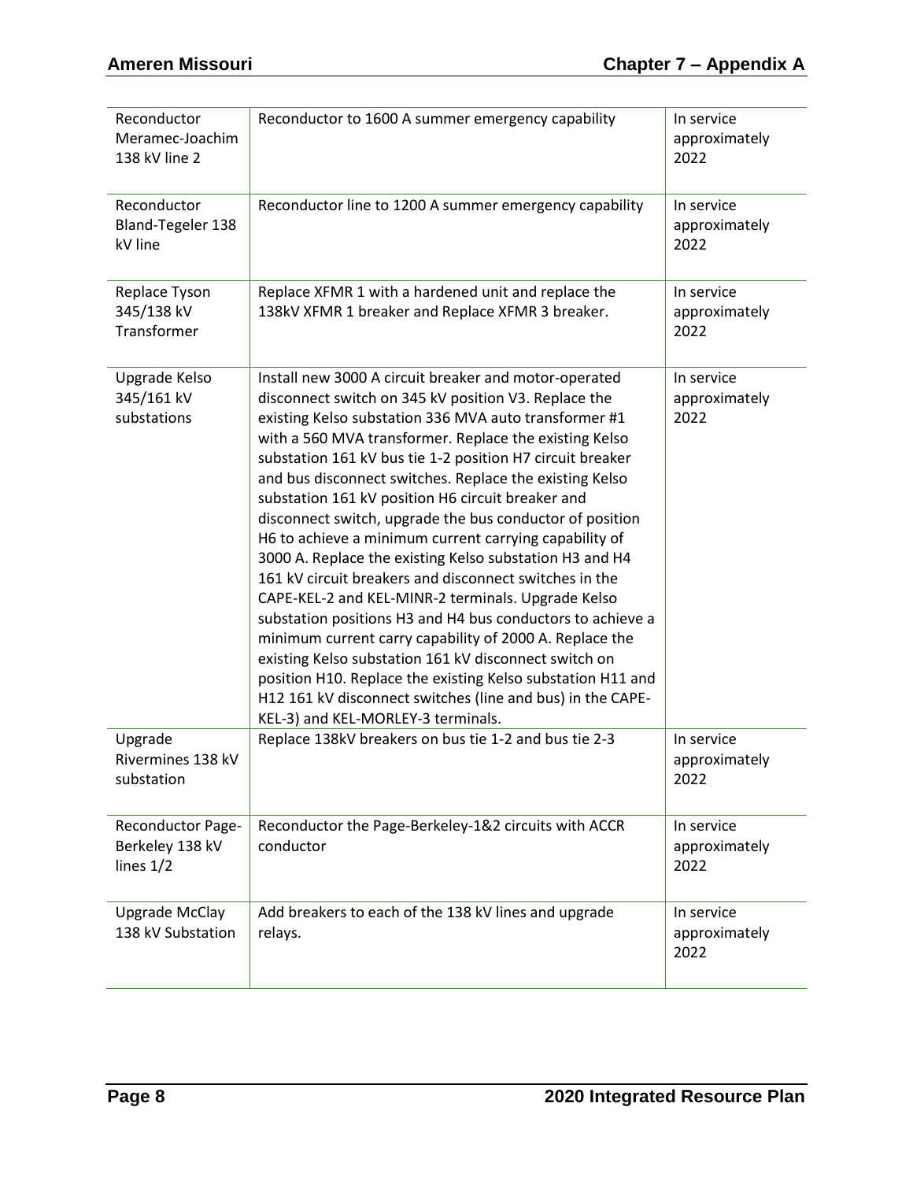| | | |
|---|---|---|
| Reconductor Meramec-Joachim 138 kV line 2 | Reconductor to 1600 A summer emergency capability | In service approximately 2022 |
| Reconductor Bland-Tegeler 138 kV line | Reconductor line to 1200 A summer emergency capability | In service approximately 2022 |
| Replace Tyson 345/138 kV Transformer | Replace XFMR 1 with a hardened unit and replace the 138kV XFMR 1 breaker and Replace XFMR 3 breaker. | In service approximately 2022 |
| Upgrade Kelso 345/161 kV substations | Install new 3000 A circuit breaker and motor-operated disconnect switch on 345 kV position V3. Replace the existing Kelso substation 336 MVA auto transformer #1 with a 560 MVA transformer. Replace the existing Kelso substation 161 kV bus tie 1-2 position H7 circuit breaker and bus disconnect switches. Replace the existing Kelso substation 161 kV position H6 circuit breaker and disconnect switch, upgrade the bus conductor of position H6 to achieve a minimum current carrying capability of 3000 A. Replace the existing Kelso substation H3 and H4 161 kV circuit breakers and disconnect switches in the CAPE-KEL-2 and KEL-MINR-2 terminals. Upgrade Kelso substation positions H3 and H4 bus conductors to achieve a minimum current carry capability of 2000 A. Replace the existing Kelso substation 161 kV disconnect switch on position H10. Replace the existing Kelso substation H11 and H12 161 kV disconnect switches (line and bus) in the CAPE-KEL-3) and KEL-MORLEY-3 terminals. | In service approximately 2022 |
| Upgrade Rivermines 138 kV substation | Replace 138kV breakers on bus tie 1-2 and bus tie 2-3 | In service approximately 2022 |
| Reconductor Page-Berkeley 138 kV lines 1/2 | Reconductor the Page-Berkeley-1&2 circuits with ACCR conductor | In service approximately 2022 |
| Upgrade McClay 138 kV Substation | Add breakers to each of the 138 kV lines and upgrade relays. | In service approximately 2022 |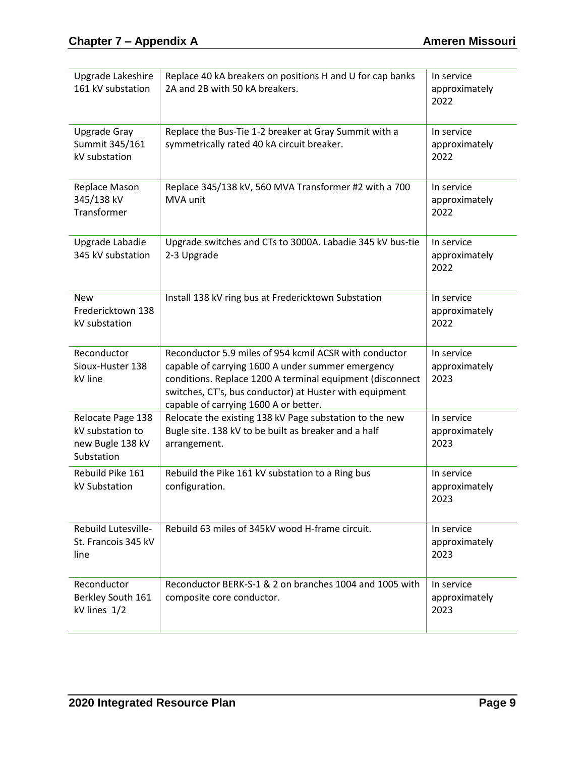| | | |
|---|---|---|
| Upgrade Lakeshire 161 kV substation | Replace 40 kA breakers on positions H and U for cap banks 2A and 2B with 50 kA breakers. | In service approximately 2022 |
| Upgrade Gray Summit 345/161 kV substation | Replace the Bus-Tie 1-2 breaker at Gray Summit with a symmetrically rated 40 kA circuit breaker. | In service approximately 2022 |
| Replace Mason 345/138 kV Transformer | Replace 345/138 kV, 560 MVA Transformer #2 with a 700 MVA unit | In service approximately 2022 |
| Upgrade Labadie 345 kV substation | Upgrade switches and CTs to 3000A. Labadie 345 kV bus-tie 2-3 Upgrade | In service approximately 2022 |
| New Fredericktown 138 kV substation | Install 138 kV ring bus at Fredericktown Substation | In service approximately 2022 |
| Reconductor Sioux-Huster 138 kV line | Reconductor 5.9 miles of 954 kcmil ACSR with conductor capable of carrying 1600 A under summer emergency conditions. Replace 1200 A terminal equipment (disconnect switches, CT's, bus conductor) at Huster with equipment capable of carrying 1600 A or better. | In service approximately 2023 |
| Relocate Page 138 kV substation to new Bugle 138 kV Substation | Relocate the existing 138 kV Page substation to the new Bugle site. 138 kV to be built as breaker and a half arrangement. | In service approximately 2023 |
| Rebuild Pike 161 kV Substation | Rebuild the Pike 161 kV substation to a Ring bus configuration. | In service approximately 2023 |
| Rebuild Lutesville-St. Francois 345 kV line | Rebuild 63 miles of 345kV wood H-frame circuit. | In service approximately 2023 |
| Reconductor Berkley South 161 kV lines 1/2 | Reconductor BERK-S-1 & 2 on branches 1004 and 1005 with composite core conductor. | In service approximately 2023 |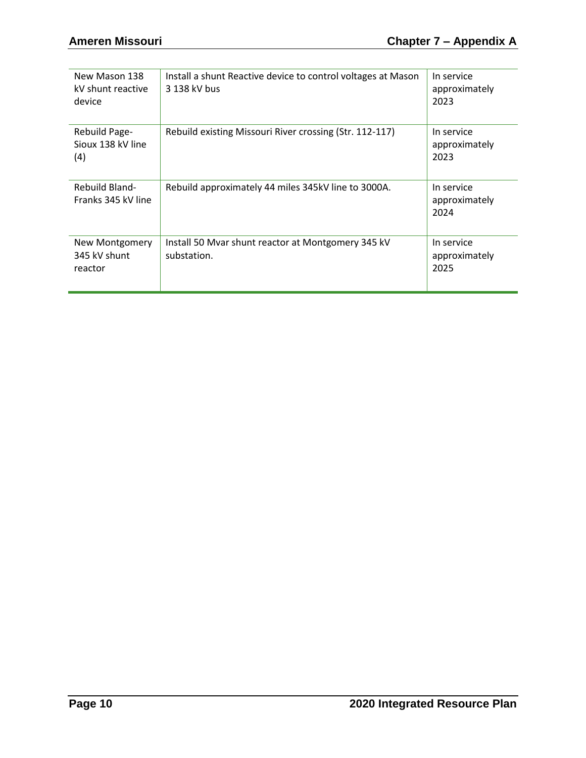| | | |
|---|---|---|
| New Mason 138 kV shunt reactive device | Install a shunt Reactive device to control voltages at Mason 3 138 kV bus | In service approximately 2023 |
| Rebuild Page-Sioux 138 kV line (4) | Rebuild existing Missouri River crossing (Str. 112-117) | In service approximately 2023 |
| Rebuild Bland-Franks 345 kV line | Rebuild approximately 44 miles 345kV line to 3000A. | In service approximately 2024 |
| New Montgomery 345 kV shunt reactor | Install 50 Mvar shunt reactor at Montgomery 345 kV substation. | In service approximately 2025 |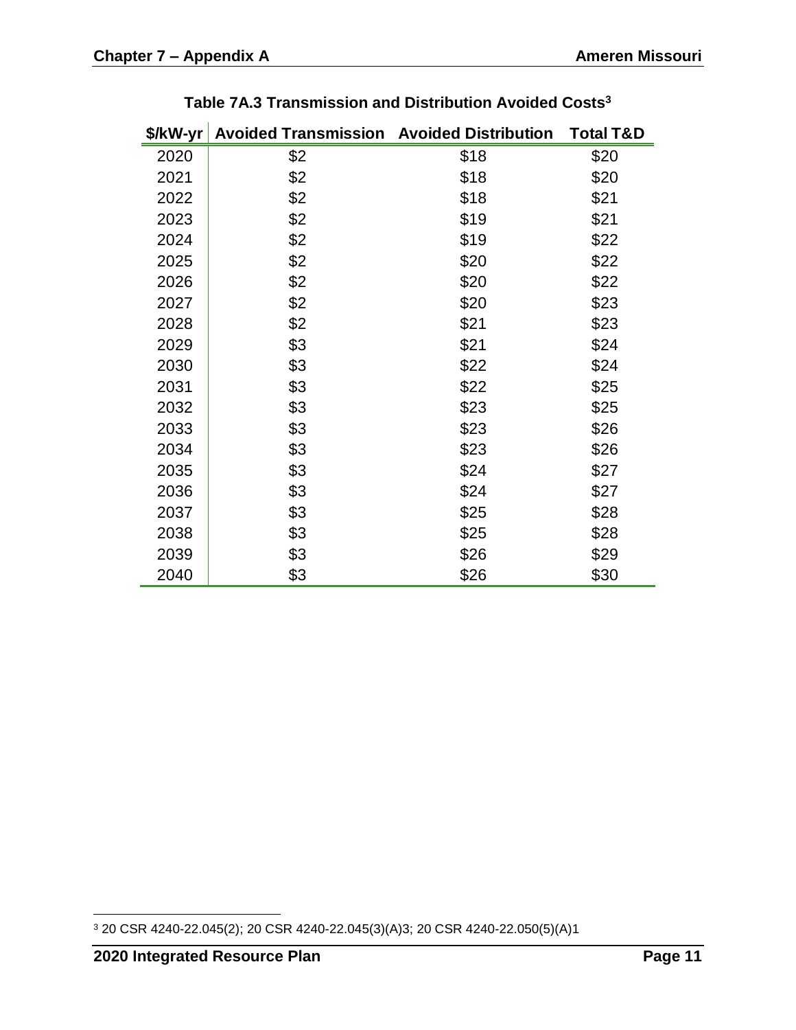**Table 7A.3 Transmission and Distribution Avoided Costs**[3]

| $/kW-yr | Avoided Transmission | Avoided Distribution | Total T&D |
|---|---|---|---|
| 2020 | $2 | $18 | $20 |
| 2021 | $2 | $18 | $20 |
| 2022 | $2 | $18 | $21 |
| 2023 | $2 | $19 | $21 |
| 2024 | $2 | $19 | $22 |
| 2025 | $2 | $20 | $22 |
| 2026 | $2 | $20 | $22 |
| 2027 | $2 | $20 | $23 |
| 2028 | $2 | $21 | $23 |
| 2029 | $3 | $21 | $24 |
| 2030 | $3 | $22 | $24 |
| 2031 | $3 | $22 | $25 |
| 2032 | $3 | $23 | $25 |
| 2033 | $3 | $23 | $26 |
| 2034 | $3 | $23 | $26 |
| 2035 | $3 | $24 | $27 |
| 2036 | $3 | $24 | $27 |
| 2037 | $3 | $25 | $28 |
| 2038 | $3 | $25 | $28 |
| 2039 | $3 | $26 | $29 |
| 2040 | $3 | $26 | $30 |

[3] 20 CSR 4240-22.045(2); 20 CSR 4240-22.045(3)(A)3; 20 CSR 4240-22.050(5)(A)1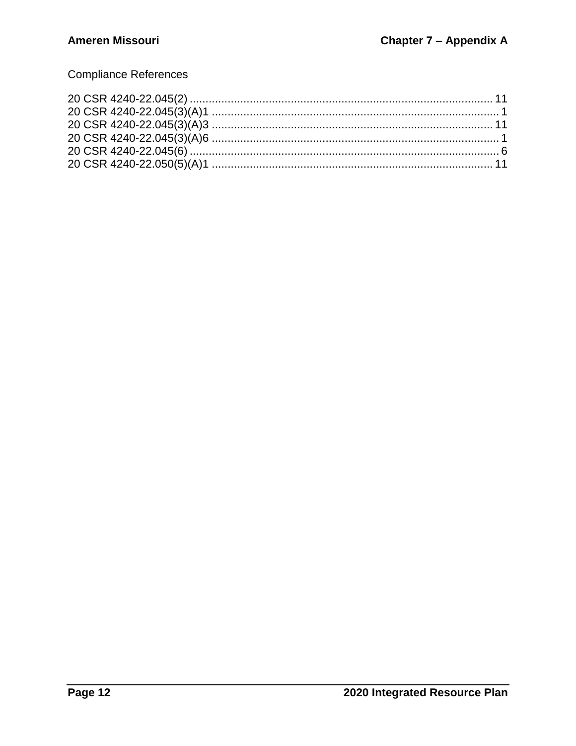Compliance References

20 CSR 4240-22.045(2) ................................................................................................ 11
20 CSR 4240-22.045(3)(A)1 .......................................................................................... 1
20 CSR 4240-22.045(3)(A)3 ........................................................................................ 11
20 CSR 4240-22.045(3)(A)6 .......................................................................................... 1
20 CSR 4240-22.045(6) .................................................................................................. 6
20 CSR 4240-22.050(5)(A)1 ........................................................................................ 11